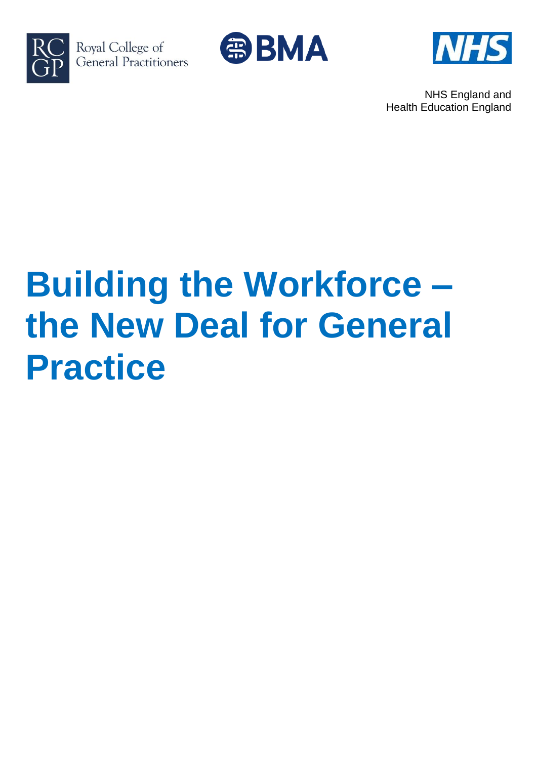Royal College of General Practitioners

BMA

NHS

NHS England and
Health Education England

# Building the Workforce – the New Deal for General Practice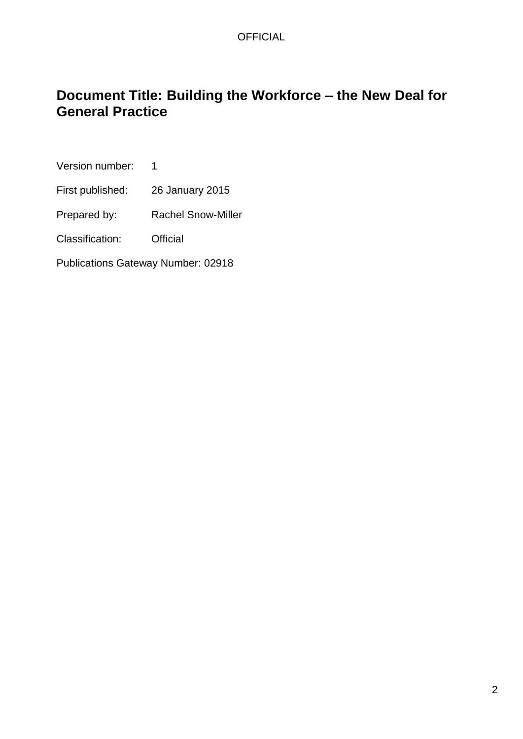# Document Title: Building the Workforce – the New Deal for General Practice

Version number: 1

First published: 26 January 2015

Prepared by: Rachel Snow-Miller

Classification: Official

Publications Gateway Number: 02918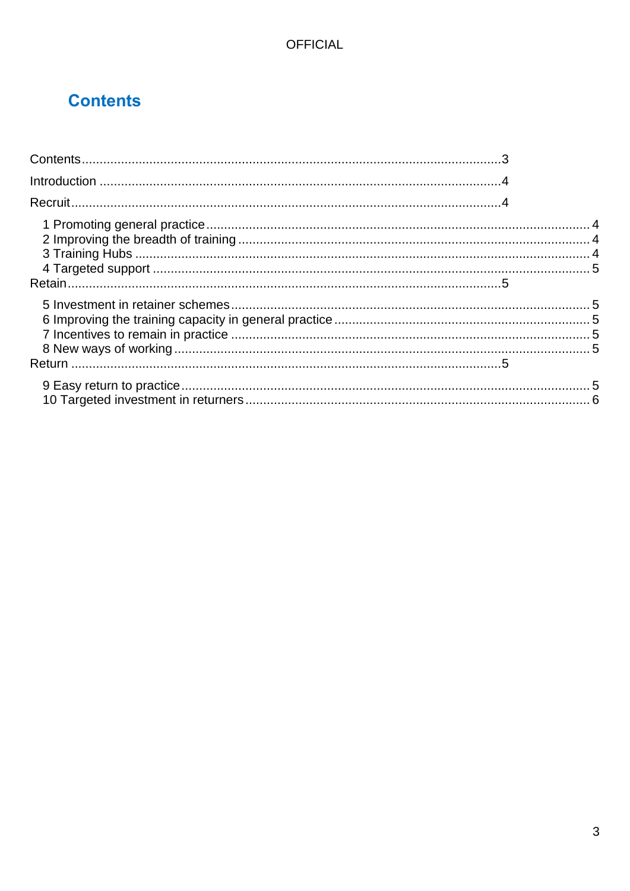## Contents

Contents....................................................................................................................3

Introduction ...............................................................................................................4

Recruit.......................................................................................................................4

- 1 Promoting general practice .......................................................................................... 4
- 2 Improving the breadth of training ................................................................................. 4
- 3 Training Hubs ............................................................................................................... 4
- 4 Targeted support .......................................................................................................... 5

Retain.......................................................................................................................5

- 5 Investment in retainer schemes .................................................................................... 5
- 6 Improving the training capacity in general practice ....................................................... 5
- 7 Incentives to remain in practice .................................................................................... 5
- 8 New ways of working .................................................................................................... 5

Return .......................................................................................................................5

- 9 Easy return to practice .................................................................................................. 5
- 10 Targeted investment in returners ................................................................................ 6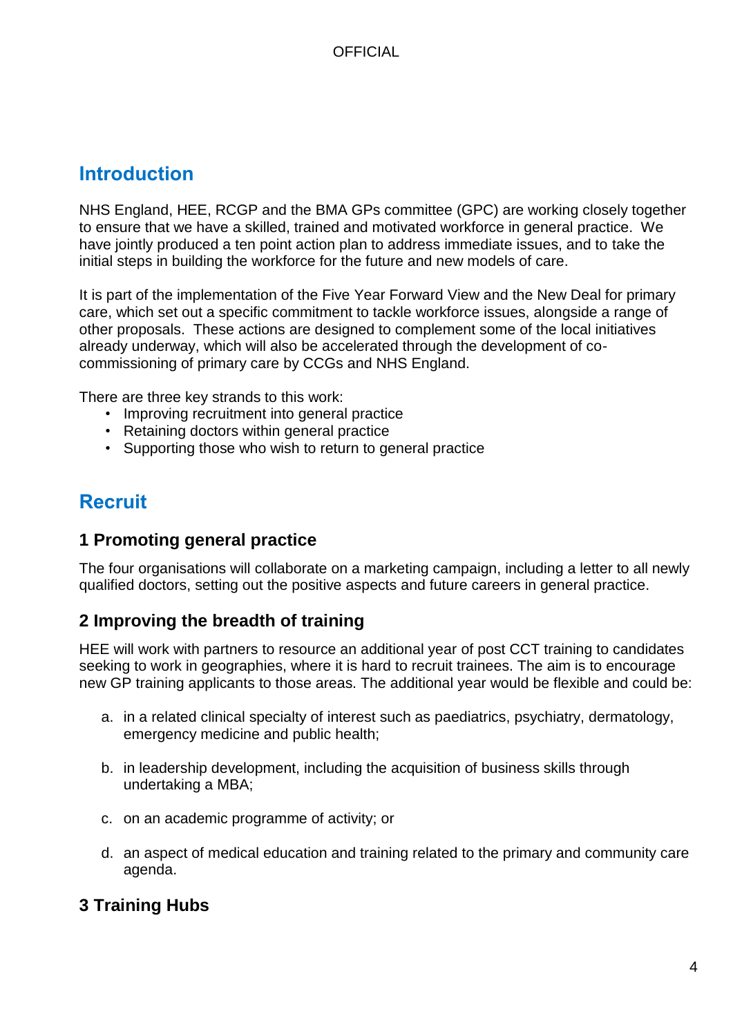## Introduction

NHS England, HEE, RCGP and the BMA GPs committee (GPC) are working closely together to ensure that we have a skilled, trained and motivated workforce in general practice. We have jointly produced a ten point action plan to address immediate issues, and to take the initial steps in building the workforce for the future and new models of care.

It is part of the implementation of the Five Year Forward View and the New Deal for primary care, which set out a specific commitment to tackle workforce issues, alongside a range of other proposals. These actions are designed to complement some of the local initiatives already underway, which will also be accelerated through the development of co-commissioning of primary care by CCGs and NHS England.

There are three key strands to this work:

- Improving recruitment into general practice
- Retaining doctors within general practice
- Supporting those who wish to return to general practice

## Recruit

### 1 Promoting general practice

The four organisations will collaborate on a marketing campaign, including a letter to all newly qualified doctors, setting out the positive aspects and future careers in general practice.

### 2 Improving the breadth of training

HEE will work with partners to resource an additional year of post CCT training to candidates seeking to work in geographies, where it is hard to recruit trainees. The aim is to encourage new GP training applicants to those areas. The additional year would be flexible and could be:

a. in a related clinical specialty of interest such as paediatrics, psychiatry, dermatology, emergency medicine and public health;

b. in leadership development, including the acquisition of business skills through undertaking a MBA;

c. on an academic programme of activity; or

d. an aspect of medical education and training related to the primary and community care agenda.

### 3 Training Hubs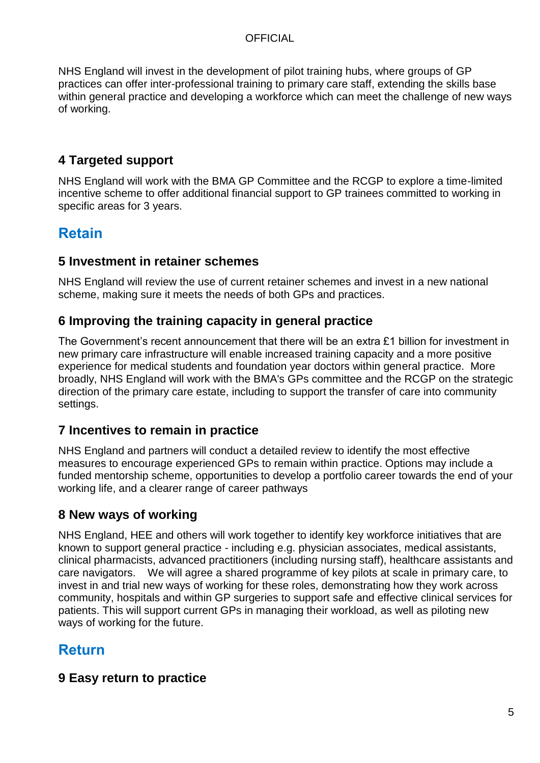NHS England will invest in the development of pilot training hubs, where groups of GP practices can offer inter-professional training to primary care staff, extending the skills base within general practice and developing a workforce which can meet the challenge of new ways of working.

### 4 Targeted support

NHS England will work with the BMA GP Committee and the RCGP to explore a time-limited incentive scheme to offer additional financial support to GP trainees committed to working in specific areas for 3 years.

## Retain

### 5 Investment in retainer schemes

NHS England will review the use of current retainer schemes and invest in a new national scheme, making sure it meets the needs of both GPs and practices.

### 6 Improving the training capacity in general practice

The Government's recent announcement that there will be an extra £1 billion for investment in new primary care infrastructure will enable increased training capacity and a more positive experience for medical students and foundation year doctors within general practice. More broadly, NHS England will work with the BMA's GPs committee and the RCGP on the strategic direction of the primary care estate, including to support the transfer of care into community settings.

### 7 Incentives to remain in practice

NHS England and partners will conduct a detailed review to identify the most effective measures to encourage experienced GPs to remain within practice. Options may include a funded mentorship scheme, opportunities to develop a portfolio career towards the end of your working life, and a clearer range of career pathways

### 8 New ways of working

NHS England, HEE and others will work together to identify key workforce initiatives that are known to support general practice - including e.g. physician associates, medical assistants, clinical pharmacists, advanced practitioners (including nursing staff), healthcare assistants and care navigators. We will agree a shared programme of key pilots at scale in primary care, to invest in and trial new ways of working for these roles, demonstrating how they work across community, hospitals and within GP surgeries to support safe and effective clinical services for patients. This will support current GPs in managing their workload, as well as piloting new ways of working for the future.

## Return

### 9 Easy return to practice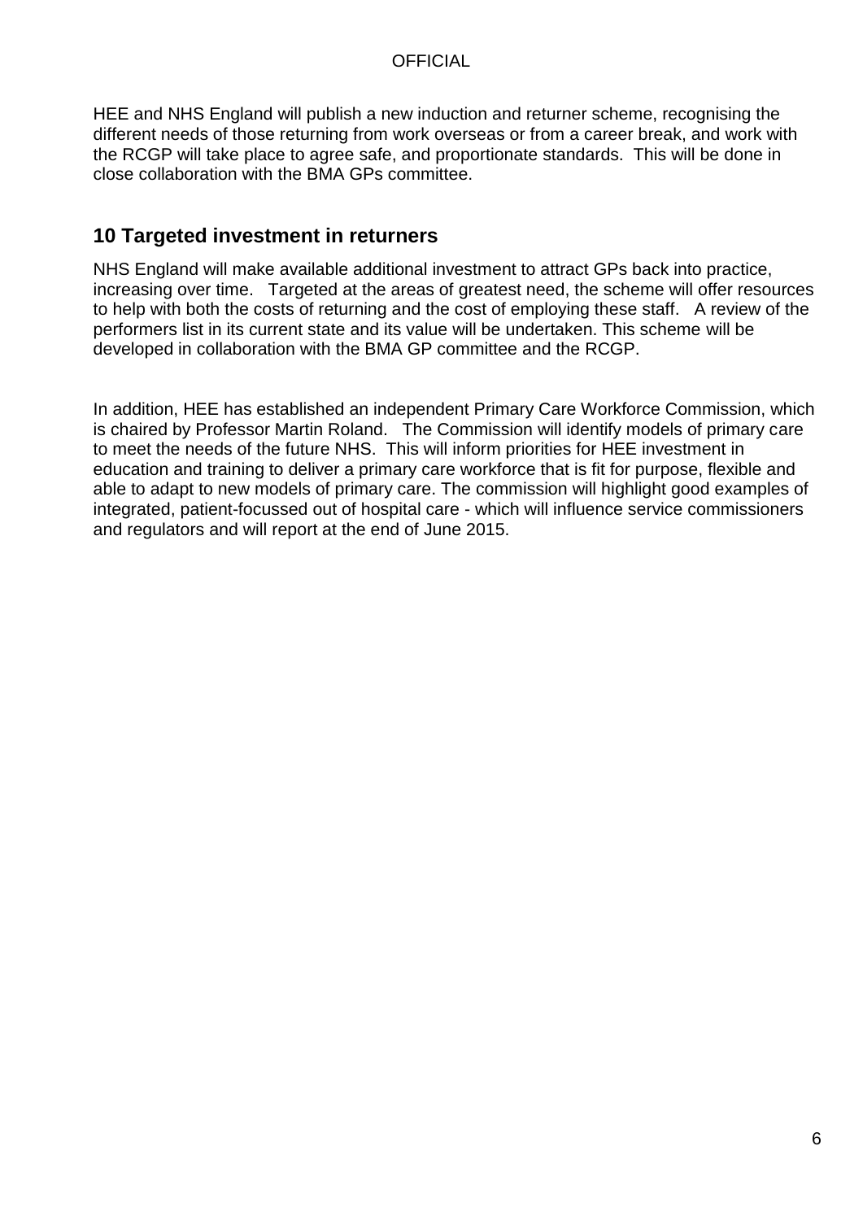HEE and NHS England will publish a new induction and returner scheme, recognising the different needs of those returning from work overseas or from a career break, and work with the RCGP will take place to agree safe, and proportionate standards.  This will be done in close collaboration with the BMA GPs committee.

## 10 Targeted investment in returners

NHS England will make available additional investment to attract GPs back into practice, increasing over time.   Targeted at the areas of greatest need, the scheme will offer resources to help with both the costs of returning and the cost of employing these staff.   A review of the performers list in its current state and its value will be undertaken. This scheme will be developed in collaboration with the BMA GP committee and the RCGP.

In addition, HEE has established an independent Primary Care Workforce Commission, which is chaired by Professor Martin Roland.   The Commission will identify models of primary care to meet the needs of the future NHS.  This will inform priorities for HEE investment in education and training to deliver a primary care workforce that is fit for purpose, flexible and able to adapt to new models of primary care. The commission will highlight good examples of integrated, patient-focussed out of hospital care - which will influence service commissioners and regulators and will report at the end of June 2015.